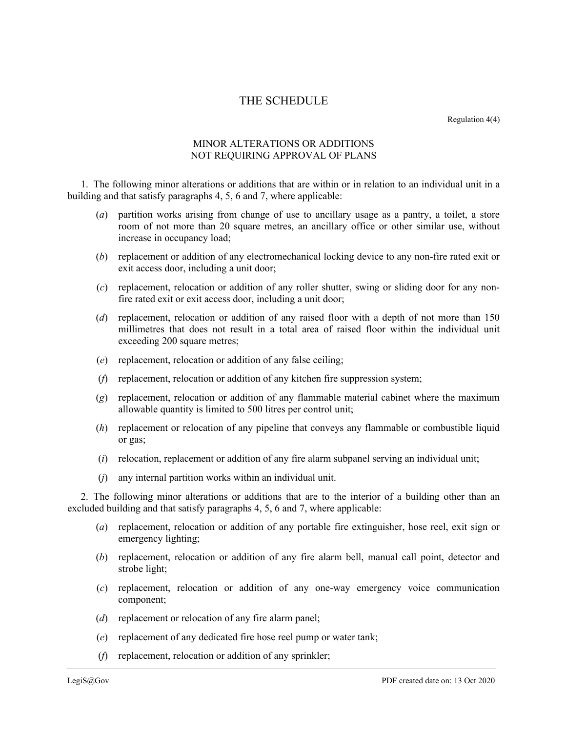# THE SCHEDULE

Regulation 4(4)

## MINOR ALTERATIONS OR ADDITIONS NOT REQUIRING APPROVAL OF PLANS

1. The following minor alterations or additions that are within or in relation to an individual unit in a building and that satisfy paragraphs 4, 5, 6 and 7, where applicable:

   (*a*) partition works arising from change of use to ancillary usage as a pantry, a toilet, a store room of not more than 20 square metres, an ancillary office or other similar use, without increase in occupancy load;

   (*b*) replacement or addition of any electromechanical locking device to any non-fire rated exit or exit access door, including a unit door;

   (*c*) replacement, relocation or addition of any roller shutter, swing or sliding door for any non-fire rated exit or exit access door, including a unit door;

   (*d*) replacement, relocation or addition of any raised floor with a depth of not more than 150 millimetres that does not result in a total area of raised floor within the individual unit exceeding 200 square metres;

   (*e*) replacement, relocation or addition of any false ceiling;

   (*f*) replacement, relocation or addition of any kitchen fire suppression system;

   (*g*) replacement, relocation or addition of any flammable material cabinet where the maximum allowable quantity is limited to 500 litres per control unit;

   (*h*) replacement or relocation of any pipeline that conveys any flammable or combustible liquid or gas;

   (*i*) relocation, replacement or addition of any fire alarm subpanel serving an individual unit;

   (*j*) any internal partition works within an individual unit.

2. The following minor alterations or additions that are to the interior of a building other than an excluded building and that satisfy paragraphs 4, 5, 6 and 7, where applicable:

   (*a*) replacement, relocation or addition of any portable fire extinguisher, hose reel, exit sign or emergency lighting;

   (*b*) replacement, relocation or addition of any fire alarm bell, manual call point, detector and strobe light;

   (*c*) replacement, relocation or addition of any one-way emergency voice communication component;

   (*d*) replacement or relocation of any fire alarm panel;

   (*e*) replacement of any dedicated fire hose reel pump or water tank;

   (*f*) replacement, relocation or addition of any sprinkler;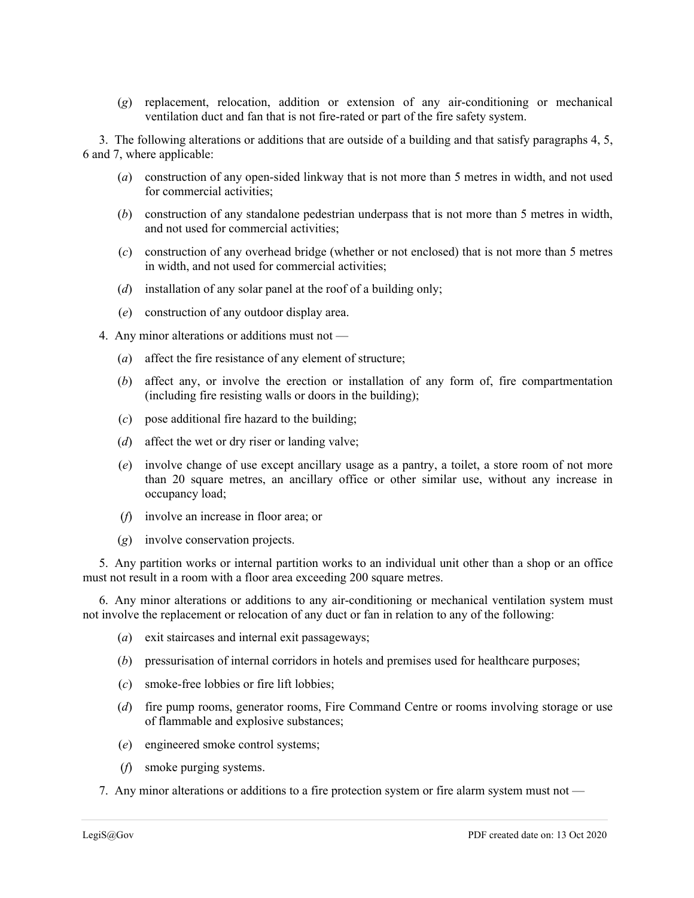(*g*) replacement, relocation, addition or extension of any air-conditioning or mechanical ventilation duct and fan that is not fire-rated or part of the fire safety system.

3. The following alterations or additions that are outside of a building and that satisfy paragraphs 4, 5, 6 and 7, where applicable:

(*a*) construction of any open-sided linkway that is not more than 5 metres in width, and not used for commercial activities;

(*b*) construction of any standalone pedestrian underpass that is not more than 5 metres in width, and not used for commercial activities;

(*c*) construction of any overhead bridge (whether or not enclosed) that is not more than 5 metres in width, and not used for commercial activities;

(*d*) installation of any solar panel at the roof of a building only;

(*e*) construction of any outdoor display area.

4. Any minor alterations or additions must not —

(*a*) affect the fire resistance of any element of structure;

(*b*) affect any, or involve the erection or installation of any form of, fire compartmentation (including fire resisting walls or doors in the building);

(*c*) pose additional fire hazard to the building;

(*d*) affect the wet or dry riser or landing valve;

(*e*) involve change of use except ancillary usage as a pantry, a toilet, a store room of not more than 20 square metres, an ancillary office or other similar use, without any increase in occupancy load;

(*f*) involve an increase in floor area; or

(*g*) involve conservation projects.

5. Any partition works or internal partition works to an individual unit other than a shop or an office must not result in a room with a floor area exceeding 200 square metres.

6. Any minor alterations or additions to any air-conditioning or mechanical ventilation system must not involve the replacement or relocation of any duct or fan in relation to any of the following:

(*a*) exit staircases and internal exit passageways;

(*b*) pressurisation of internal corridors in hotels and premises used for healthcare purposes;

(*c*) smoke-free lobbies or fire lift lobbies;

(*d*) fire pump rooms, generator rooms, Fire Command Centre or rooms involving storage or use of flammable and explosive substances;

(*e*) engineered smoke control systems;

(*f*) smoke purging systems.

7. Any minor alterations or additions to a fire protection system or fire alarm system must not —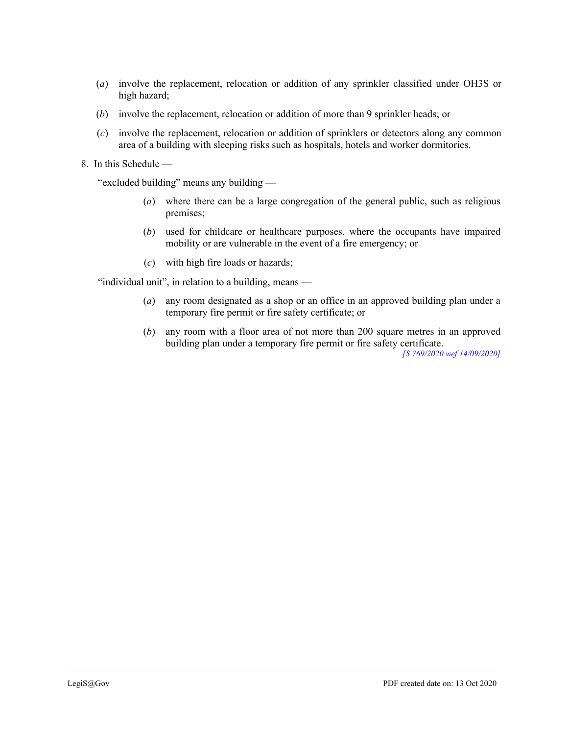(*a*) involve the replacement, relocation or addition of any sprinkler classified under OH3S or high hazard;

(*b*) involve the replacement, relocation or addition of more than 9 sprinkler heads; or

(*c*) involve the replacement, relocation or addition of sprinklers or detectors along any common area of a building with sleeping risks such as hospitals, hotels and worker dormitories.

8. In this Schedule —

"excluded building" means any building —

(*a*) where there can be a large congregation of the general public, such as religious premises;

(*b*) used for childcare or healthcare purposes, where the occupants have impaired mobility or are vulnerable in the event of a fire emergency; or

(*c*) with high fire loads or hazards;

"individual unit", in relation to a building, means —

(*a*) any room designated as a shop or an office in an approved building plan under a temporary fire permit or fire safety certificate; or

(*b*) any room with a floor area of not more than 200 square metres in an approved building plan under a temporary fire permit or fire safety certificate.

*[S 769/2020 wef 14/09/2020]*